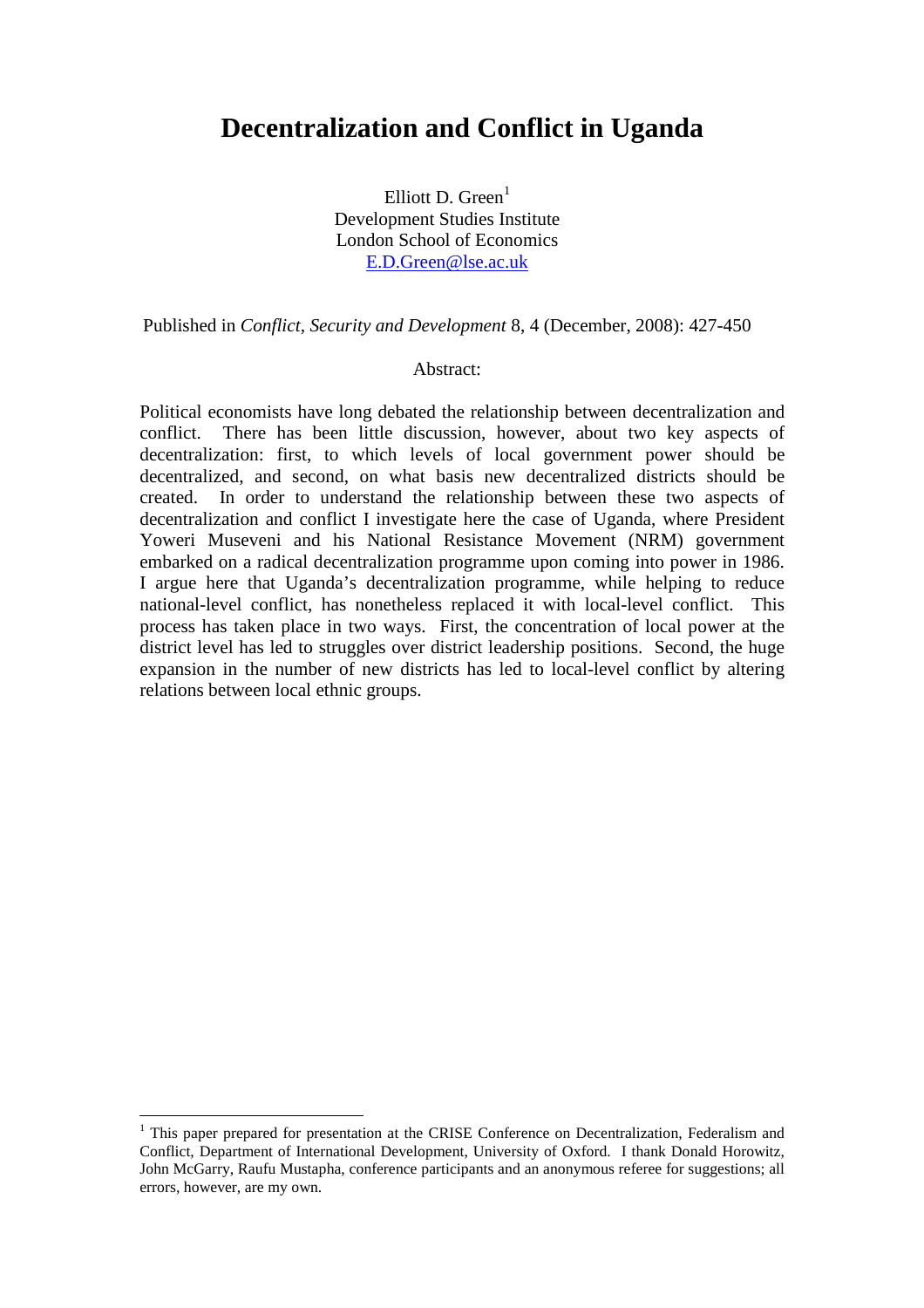# Decentralization and Conflict in Uganda

Elliott D. Green[1]
Development Studies Institute
London School of Economics
E.D.Green@lse.ac.uk

Published in *Conflict, Security and Development* 8, 4 (December, 2008): 427-450

Abstract:

Political economists have long debated the relationship between decentralization and conflict. There has been little discussion, however, about two key aspects of decentralization: first, to which levels of local government power should be decentralized, and second, on what basis new decentralized districts should be created. In order to understand the relationship between these two aspects of decentralization and conflict I investigate here the case of Uganda, where President Yoweri Museveni and his National Resistance Movement (NRM) government embarked on a radical decentralization programme upon coming into power in 1986. I argue here that Uganda's decentralization programme, while helping to reduce national-level conflict, has nonetheless replaced it with local-level conflict. This process has taken place in two ways. First, the concentration of local power at the district level has led to struggles over district leadership positions. Second, the huge expansion in the number of new districts has led to local-level conflict by altering relations between local ethnic groups.

---

[1] This paper prepared for presentation at the CRISE Conference on Decentralization, Federalism and Conflict, Department of International Development, University of Oxford. I thank Donald Horowitz, John McGarry, Raufu Mustapha, conference participants and an anonymous referee for suggestions; all errors, however, are my own.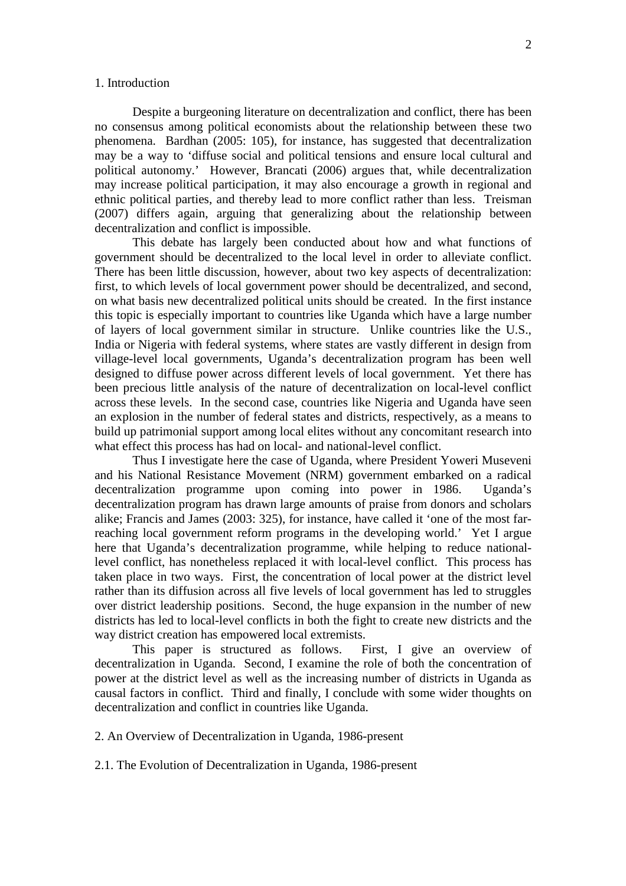## 1. Introduction

Despite a burgeoning literature on decentralization and conflict, there has been no consensus among political economists about the relationship between these two phenomena. Bardhan (2005: 105), for instance, has suggested that decentralization may be a way to 'diffuse social and political tensions and ensure local cultural and political autonomy.' However, Brancati (2006) argues that, while decentralization may increase political participation, it may also encourage a growth in regional and ethnic political parties, and thereby lead to more conflict rather than less. Treisman (2007) differs again, arguing that generalizing about the relationship between decentralization and conflict is impossible.

This debate has largely been conducted about how and what functions of government should be decentralized to the local level in order to alleviate conflict. There has been little discussion, however, about two key aspects of decentralization: first, to which levels of local government power should be decentralized, and second, on what basis new decentralized political units should be created. In the first instance this topic is especially important to countries like Uganda which have a large number of layers of local government similar in structure. Unlike countries like the U.S., India or Nigeria with federal systems, where states are vastly different in design from village-level local governments, Uganda's decentralization program has been well designed to diffuse power across different levels of local government. Yet there has been precious little analysis of the nature of decentralization on local-level conflict across these levels. In the second case, countries like Nigeria and Uganda have seen an explosion in the number of federal states and districts, respectively, as a means to build up patrimonial support among local elites without any concomitant research into what effect this process has had on local- and national-level conflict.

Thus I investigate here the case of Uganda, where President Yoweri Museveni and his National Resistance Movement (NRM) government embarked on a radical decentralization programme upon coming into power in 1986. Uganda's decentralization program has drawn large amounts of praise from donors and scholars alike; Francis and James (2003: 325), for instance, have called it 'one of the most far-reaching local government reform programs in the developing world.' Yet I argue here that Uganda's decentralization programme, while helping to reduce national-level conflict, has nonetheless replaced it with local-level conflict. This process has taken place in two ways. First, the concentration of local power at the district level rather than its diffusion across all five levels of local government has led to struggles over district leadership positions. Second, the huge expansion in the number of new districts has led to local-level conflicts in both the fight to create new districts and the way district creation has empowered local extremists.

This paper is structured as follows. First, I give an overview of decentralization in Uganda. Second, I examine the role of both the concentration of power at the district level as well as the increasing number of districts in Uganda as causal factors in conflict. Third and finally, I conclude with some wider thoughts on decentralization and conflict in countries like Uganda.

## 2. An Overview of Decentralization in Uganda, 1986-present

### 2.1. The Evolution of Decentralization in Uganda, 1986-present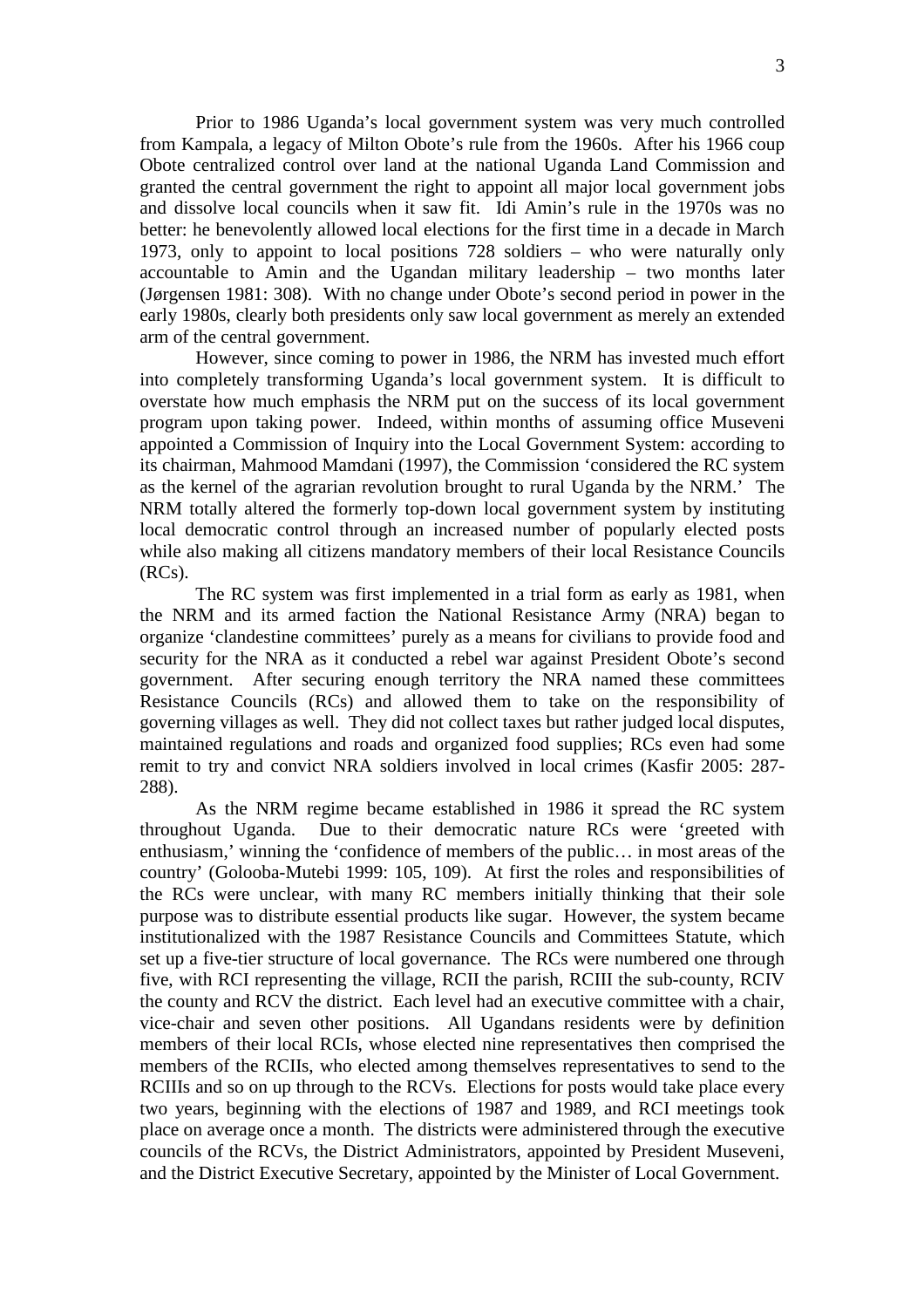Prior to 1986 Uganda's local government system was very much controlled from Kampala, a legacy of Milton Obote's rule from the 1960s. After his 1966 coup Obote centralized control over land at the national Uganda Land Commission and granted the central government the right to appoint all major local government jobs and dissolve local councils when it saw fit. Idi Amin's rule in the 1970s was no better: he benevolently allowed local elections for the first time in a decade in March 1973, only to appoint to local positions 728 soldiers – who were naturally only accountable to Amin and the Ugandan military leadership – two months later (Jørgensen 1981: 308). With no change under Obote's second period in power in the early 1980s, clearly both presidents only saw local government as merely an extended arm of the central government.

However, since coming to power in 1986, the NRM has invested much effort into completely transforming Uganda's local government system. It is difficult to overstate how much emphasis the NRM put on the success of its local government program upon taking power. Indeed, within months of assuming office Museveni appointed a Commission of Inquiry into the Local Government System: according to its chairman, Mahmood Mamdani (1997), the Commission 'considered the RC system as the kernel of the agrarian revolution brought to rural Uganda by the NRM.' The NRM totally altered the formerly top-down local government system by instituting local democratic control through an increased number of popularly elected posts while also making all citizens mandatory members of their local Resistance Councils (RCs).

The RC system was first implemented in a trial form as early as 1981, when the NRM and its armed faction the National Resistance Army (NRA) began to organize 'clandestine committees' purely as a means for civilians to provide food and security for the NRA as it conducted a rebel war against President Obote's second government. After securing enough territory the NRA named these committees Resistance Councils (RCs) and allowed them to take on the responsibility of governing villages as well. They did not collect taxes but rather judged local disputes, maintained regulations and roads and organized food supplies; RCs even had some remit to try and convict NRA soldiers involved in local crimes (Kasfir 2005: 287-288).

As the NRM regime became established in 1986 it spread the RC system throughout Uganda. Due to their democratic nature RCs were 'greeted with enthusiasm,' winning the 'confidence of members of the public… in most areas of the country' (Golooba-Mutebi 1999: 105, 109). At first the roles and responsibilities of the RCs were unclear, with many RC members initially thinking that their sole purpose was to distribute essential products like sugar. However, the system became institutionalized with the 1987 Resistance Councils and Committees Statute, which set up a five-tier structure of local governance. The RCs were numbered one through five, with RCI representing the village, RCII the parish, RCIII the sub-county, RCIV the county and RCV the district. Each level had an executive committee with a chair, vice-chair and seven other positions. All Ugandans residents were by definition members of their local RCIs, whose elected nine representatives then comprised the members of the RCIIs, who elected among themselves representatives to send to the RCIIIs and so on up through to the RCVs. Elections for posts would take place every two years, beginning with the elections of 1987 and 1989, and RCI meetings took place on average once a month. The districts were administered through the executive councils of the RCVs, the District Administrators, appointed by President Museveni, and the District Executive Secretary, appointed by the Minister of Local Government.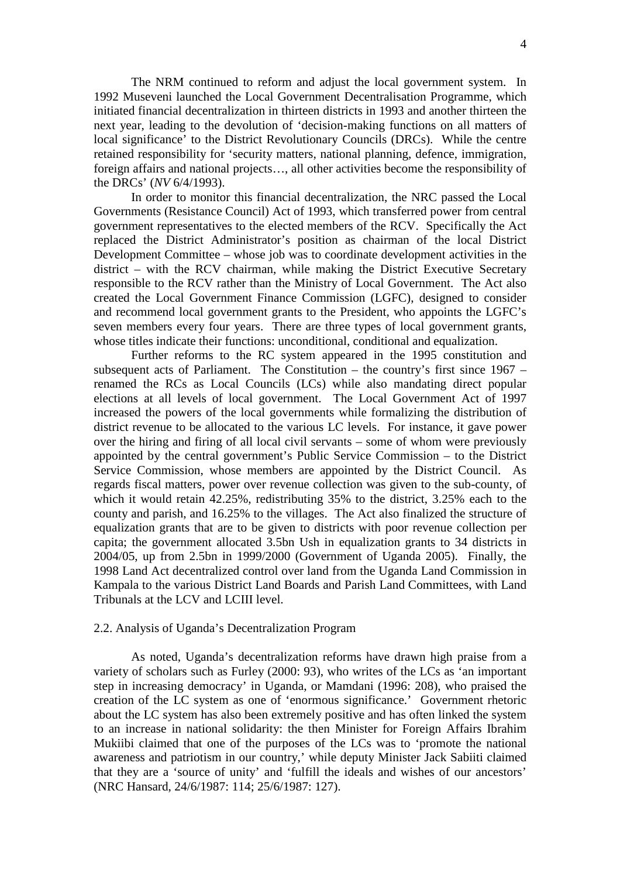The NRM continued to reform and adjust the local government system. In 1992 Museveni launched the Local Government Decentralisation Programme, which initiated financial decentralization in thirteen districts in 1993 and another thirteen the next year, leading to the devolution of 'decision-making functions on all matters of local significance' to the District Revolutionary Councils (DRCs). While the centre retained responsibility for 'security matters, national planning, defence, immigration, foreign affairs and national projects…, all other activities become the responsibility of the DRCs' (*NV* 6/4/1993).

In order to monitor this financial decentralization, the NRC passed the Local Governments (Resistance Council) Act of 1993, which transferred power from central government representatives to the elected members of the RCV. Specifically the Act replaced the District Administrator's position as chairman of the local District Development Committee – whose job was to coordinate development activities in the district – with the RCV chairman, while making the District Executive Secretary responsible to the RCV rather than the Ministry of Local Government. The Act also created the Local Government Finance Commission (LGFC), designed to consider and recommend local government grants to the President, who appoints the LGFC's seven members every four years. There are three types of local government grants, whose titles indicate their functions: unconditional, conditional and equalization.

Further reforms to the RC system appeared in the 1995 constitution and subsequent acts of Parliament. The Constitution – the country's first since 1967 – renamed the RCs as Local Councils (LCs) while also mandating direct popular elections at all levels of local government. The Local Government Act of 1997 increased the powers of the local governments while formalizing the distribution of district revenue to be allocated to the various LC levels. For instance, it gave power over the hiring and firing of all local civil servants – some of whom were previously appointed by the central government's Public Service Commission – to the District Service Commission, whose members are appointed by the District Council. As regards fiscal matters, power over revenue collection was given to the sub-county, of which it would retain 42.25%, redistributing 35% to the district, 3.25% each to the county and parish, and 16.25% to the villages. The Act also finalized the structure of equalization grants that are to be given to districts with poor revenue collection per capita; the government allocated 3.5bn Ush in equalization grants to 34 districts in 2004/05, up from 2.5bn in 1999/2000 (Government of Uganda 2005). Finally, the 1998 Land Act decentralized control over land from the Uganda Land Commission in Kampala to the various District Land Boards and Parish Land Committees, with Land Tribunals at the LCV and LCIII level.

## 2.2. Analysis of Uganda's Decentralization Program

As noted, Uganda's decentralization reforms have drawn high praise from a variety of scholars such as Furley (2000: 93), who writes of the LCs as 'an important step in increasing democracy' in Uganda, or Mamdani (1996: 208), who praised the creation of the LC system as one of 'enormous significance.' Government rhetoric about the LC system has also been extremely positive and has often linked the system to an increase in national solidarity: the then Minister for Foreign Affairs Ibrahim Mukiibi claimed that one of the purposes of the LCs was to 'promote the national awareness and patriotism in our country,' while deputy Minister Jack Sabiiti claimed that they are a 'source of unity' and 'fulfill the ideals and wishes of our ancestors' (NRC Hansard, 24/6/1987: 114; 25/6/1987: 127).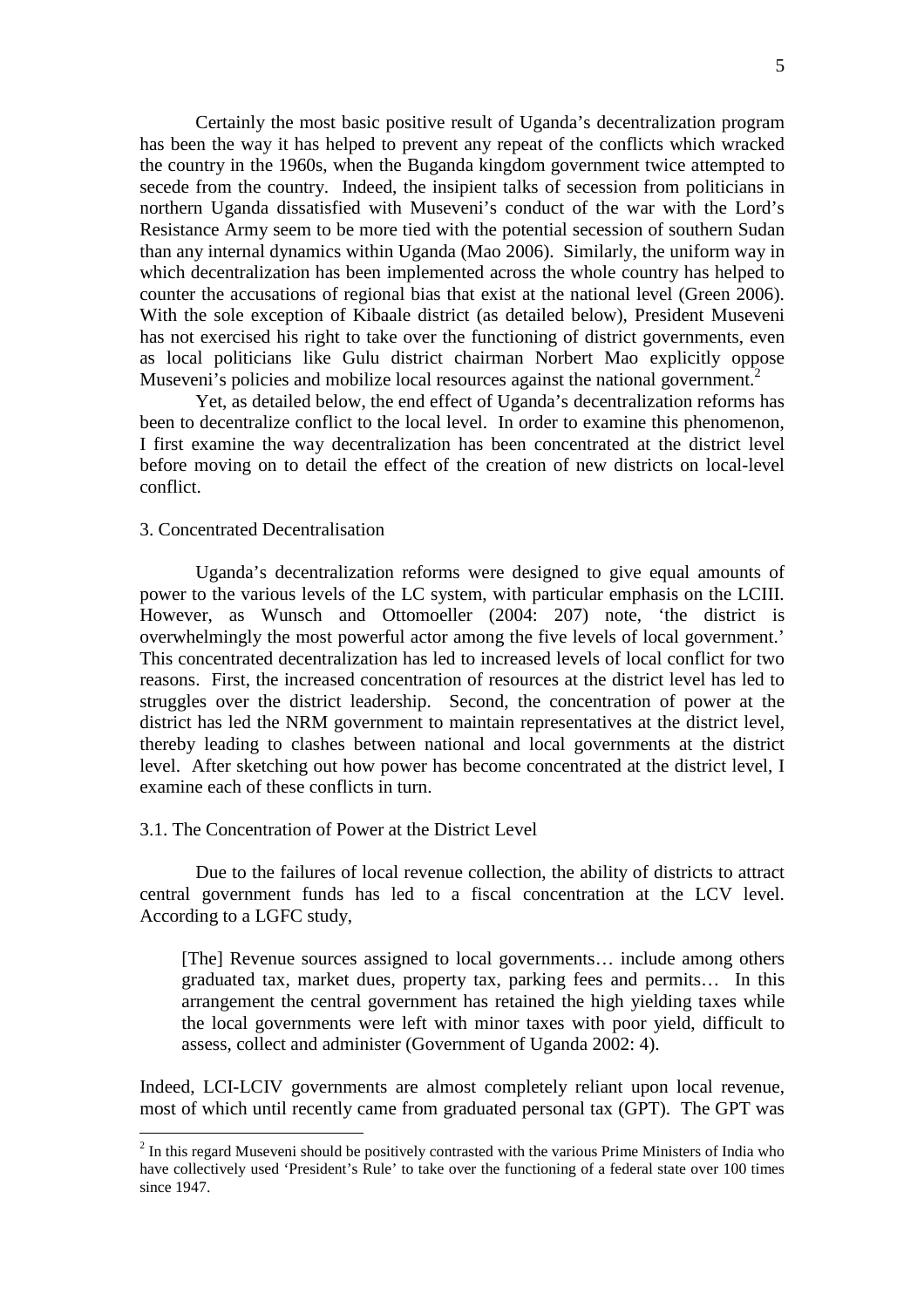Certainly the most basic positive result of Uganda's decentralization program has been the way it has helped to prevent any repeat of the conflicts which wracked the country in the 1960s, when the Buganda kingdom government twice attempted to secede from the country. Indeed, the insipient talks of secession from politicians in northern Uganda dissatisfied with Museveni's conduct of the war with the Lord's Resistance Army seem to be more tied with the potential secession of southern Sudan than any internal dynamics within Uganda (Mao 2006). Similarly, the uniform way in which decentralization has been implemented across the whole country has helped to counter the accusations of regional bias that exist at the national level (Green 2006). With the sole exception of Kibaale district (as detailed below), President Museveni has not exercised his right to take over the functioning of district governments, even as local politicians like Gulu district chairman Norbert Mao explicitly oppose Museveni's policies and mobilize local resources against the national government.[2]

Yet, as detailed below, the end effect of Uganda's decentralization reforms has been to decentralize conflict to the local level. In order to examine this phenomenon, I first examine the way decentralization has been concentrated at the district level before moving on to detail the effect of the creation of new districts on local-level conflict.

## 3. Concentrated Decentralisation

Uganda's decentralization reforms were designed to give equal amounts of power to the various levels of the LC system, with particular emphasis on the LCIII. However, as Wunsch and Ottomoeller (2004: 207) note, 'the district is overwhelmingly the most powerful actor among the five levels of local government.' This concentrated decentralization has led to increased levels of local conflict for two reasons. First, the increased concentration of resources at the district level has led to struggles over the district leadership. Second, the concentration of power at the district has led the NRM government to maintain representatives at the district level, thereby leading to clashes between national and local governments at the district level. After sketching out how power has become concentrated at the district level, I examine each of these conflicts in turn.

### 3.1. The Concentration of Power at the District Level

Due to the failures of local revenue collection, the ability of districts to attract central government funds has led to a fiscal concentration at the LCV level. According to a LGFC study,

> [The] Revenue sources assigned to local governments… include among others graduated tax, market dues, property tax, parking fees and permits… In this arrangement the central government has retained the high yielding taxes while the local governments were left with minor taxes with poor yield, difficult to assess, collect and administer (Government of Uganda 2002: 4).

Indeed, LCI-LCIV governments are almost completely reliant upon local revenue, most of which until recently came from graduated personal tax (GPT). The GPT was

---

[2] In this regard Museveni should be positively contrasted with the various Prime Ministers of India who have collectively used 'President's Rule' to take over the functioning of a federal state over 100 times since 1947.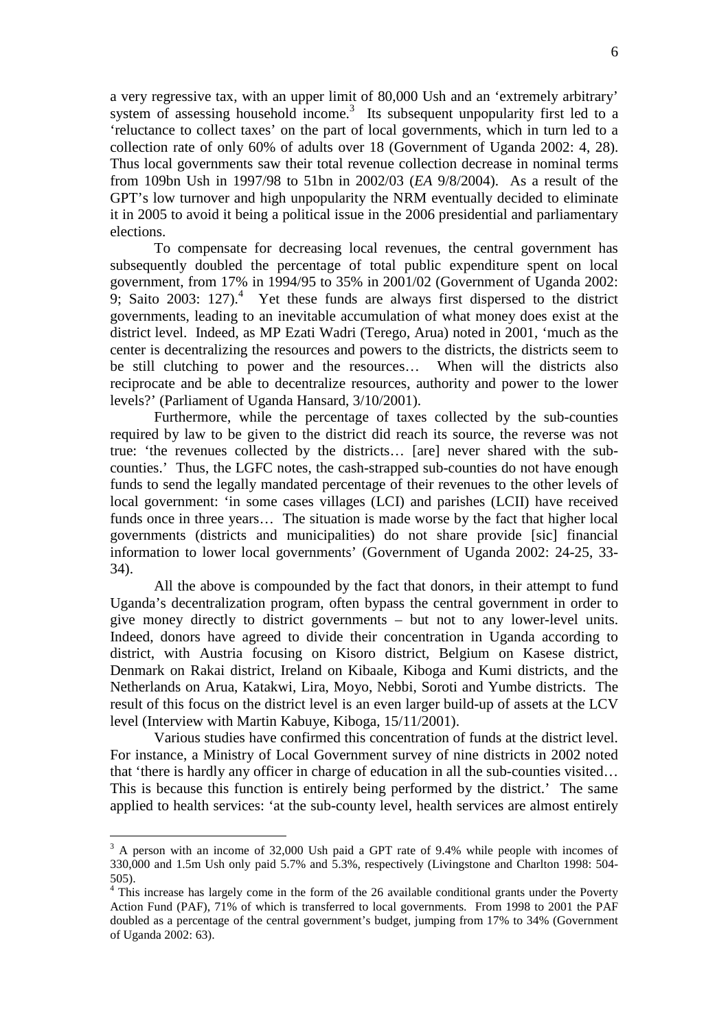a very regressive tax, with an upper limit of 80,000 Ush and an 'extremely arbitrary' system of assessing household income.[3] Its subsequent unpopularity first led to a 'reluctance to collect taxes' on the part of local governments, which in turn led to a collection rate of only 60% of adults over 18 (Government of Uganda 2002: 4, 28). Thus local governments saw their total revenue collection decrease in nominal terms from 109bn Ush in 1997/98 to 51bn in 2002/03 (*EA* 9/8/2004). As a result of the GPT's low turnover and high unpopularity the NRM eventually decided to eliminate it in 2005 to avoid it being a political issue in the 2006 presidential and parliamentary elections.

To compensate for decreasing local revenues, the central government has subsequently doubled the percentage of total public expenditure spent on local government, from 17% in 1994/95 to 35% in 2001/02 (Government of Uganda 2002: 9; Saito 2003: 127).[4] Yet these funds are always first dispersed to the district governments, leading to an inevitable accumulation of what money does exist at the district level. Indeed, as MP Ezati Wadri (Terego, Arua) noted in 2001, 'much as the center is decentralizing the resources and powers to the districts, the districts seem to be still clutching to power and the resources… When will the districts also reciprocate and be able to decentralize resources, authority and power to the lower levels?' (Parliament of Uganda Hansard, 3/10/2001).

Furthermore, while the percentage of taxes collected by the sub-counties required by law to be given to the district did reach its source, the reverse was not true: 'the revenues collected by the districts… [are] never shared with the sub-counties.' Thus, the LGFC notes, the cash-strapped sub-counties do not have enough funds to send the legally mandated percentage of their revenues to the other levels of local government: 'in some cases villages (LCI) and parishes (LCII) have received funds once in three years… The situation is made worse by the fact that higher local governments (districts and municipalities) do not share provide [sic] financial information to lower local governments' (Government of Uganda 2002: 24-25, 33-34).

All the above is compounded by the fact that donors, in their attempt to fund Uganda's decentralization program, often bypass the central government in order to give money directly to district governments – but not to any lower-level units. Indeed, donors have agreed to divide their concentration in Uganda according to district, with Austria focusing on Kisoro district, Belgium on Kasese district, Denmark on Rakai district, Ireland on Kibaale, Kiboga and Kumi districts, and the Netherlands on Arua, Katakwi, Lira, Moyo, Nebbi, Soroti and Yumbe districts. The result of this focus on the district level is an even larger build-up of assets at the LCV level (Interview with Martin Kabuye, Kiboga, 15/11/2001).

Various studies have confirmed this concentration of funds at the district level. For instance, a Ministry of Local Government survey of nine districts in 2002 noted that 'there is hardly any officer in charge of education in all the sub-counties visited… This is because this function is entirely being performed by the district.' The same applied to health services: 'at the sub-county level, health services are almost entirely

---

[3] A person with an income of 32,000 Ush paid a GPT rate of 9.4% while people with incomes of 330,000 and 1.5m Ush only paid 5.7% and 5.3%, respectively (Livingstone and Charlton 1998: 504-505).

[4] This increase has largely come in the form of the 26 available conditional grants under the Poverty Action Fund (PAF), 71% of which is transferred to local governments. From 1998 to 2001 the PAF doubled as a percentage of the central government's budget, jumping from 17% to 34% (Government of Uganda 2002: 63).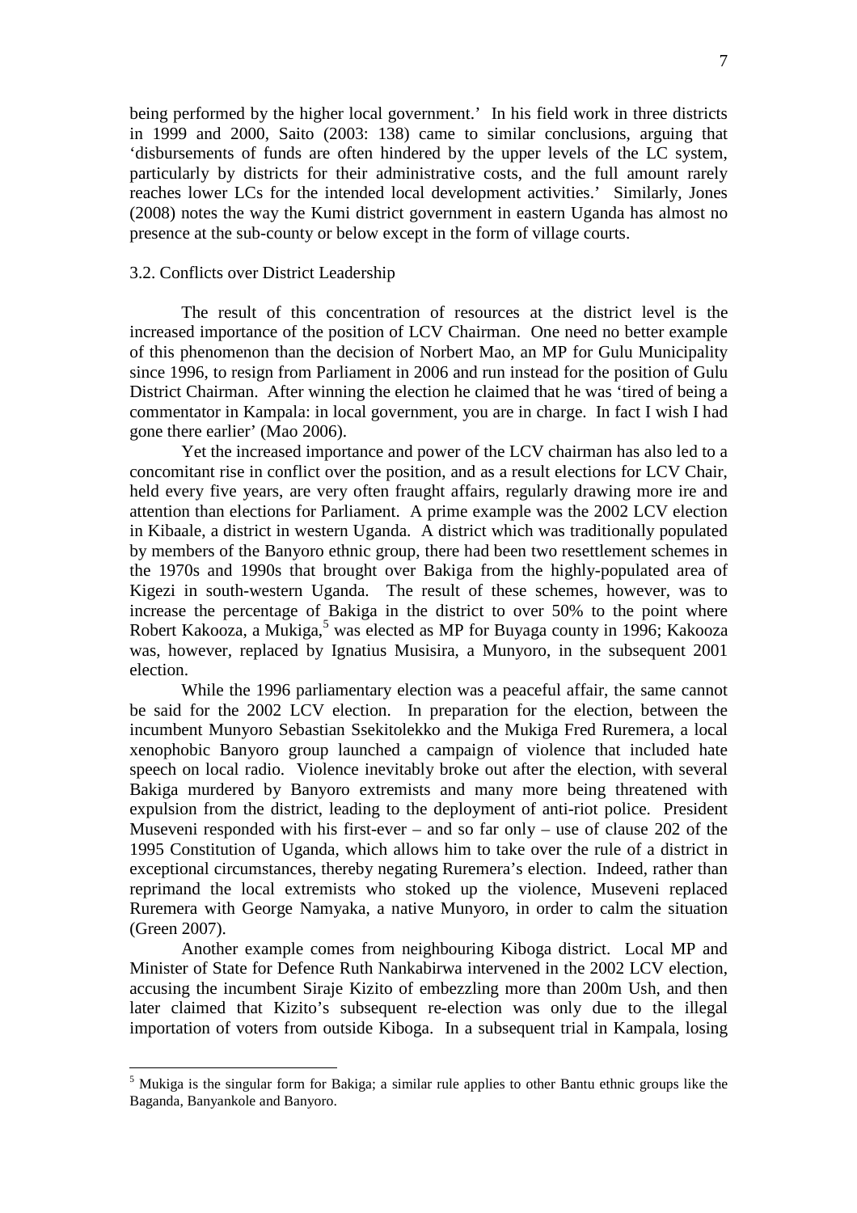being performed by the higher local government.' In his field work in three districts in 1999 and 2000, Saito (2003: 138) came to similar conclusions, arguing that 'disbursements of funds are often hindered by the upper levels of the LC system, particularly by districts for their administrative costs, and the full amount rarely reaches lower LCs for the intended local development activities.' Similarly, Jones (2008) notes the way the Kumi district government in eastern Uganda has almost no presence at the sub-county or below except in the form of village courts.

### 3.2. Conflicts over District Leadership

The result of this concentration of resources at the district level is the increased importance of the position of LCV Chairman. One need no better example of this phenomenon than the decision of Norbert Mao, an MP for Gulu Municipality since 1996, to resign from Parliament in 2006 and run instead for the position of Gulu District Chairman. After winning the election he claimed that he was 'tired of being a commentator in Kampala: in local government, you are in charge. In fact I wish I had gone there earlier' (Mao 2006).

Yet the increased importance and power of the LCV chairman has also led to a concomitant rise in conflict over the position, and as a result elections for LCV Chair, held every five years, are very often fraught affairs, regularly drawing more ire and attention than elections for Parliament. A prime example was the 2002 LCV election in Kibaale, a district in western Uganda. A district which was traditionally populated by members of the Banyoro ethnic group, there had been two resettlement schemes in the 1970s and 1990s that brought over Bakiga from the highly-populated area of Kigezi in south-western Uganda. The result of these schemes, however, was to increase the percentage of Bakiga in the district to over 50% to the point where Robert Kakooza, a Mukiga,[5] was elected as MP for Buyaga county in 1996; Kakooza was, however, replaced by Ignatius Musisira, a Munyoro, in the subsequent 2001 election.

While the 1996 parliamentary election was a peaceful affair, the same cannot be said for the 2002 LCV election. In preparation for the election, between the incumbent Munyoro Sebastian Ssekitolekko and the Mukiga Fred Ruremera, a local xenophobic Banyoro group launched a campaign of violence that included hate speech on local radio. Violence inevitably broke out after the election, with several Bakiga murdered by Banyoro extremists and many more being threatened with expulsion from the district, leading to the deployment of anti-riot police. President Museveni responded with his first-ever – and so far only – use of clause 202 of the 1995 Constitution of Uganda, which allows him to take over the rule of a district in exceptional circumstances, thereby negating Ruremera's election. Indeed, rather than reprimand the local extremists who stoked up the violence, Museveni replaced Ruremera with George Namyaka, a native Munyoro, in order to calm the situation (Green 2007).

Another example comes from neighbouring Kiboga district. Local MP and Minister of State for Defence Ruth Nankabirwa intervened in the 2002 LCV election, accusing the incumbent Siraje Kizito of embezzling more than 200m Ush, and then later claimed that Kizito's subsequent re-election was only due to the illegal importation of voters from outside Kiboga. In a subsequent trial in Kampala, losing

---

[5] Mukiga is the singular form for Bakiga; a similar rule applies to other Bantu ethnic groups like the Baganda, Banyankole and Banyoro.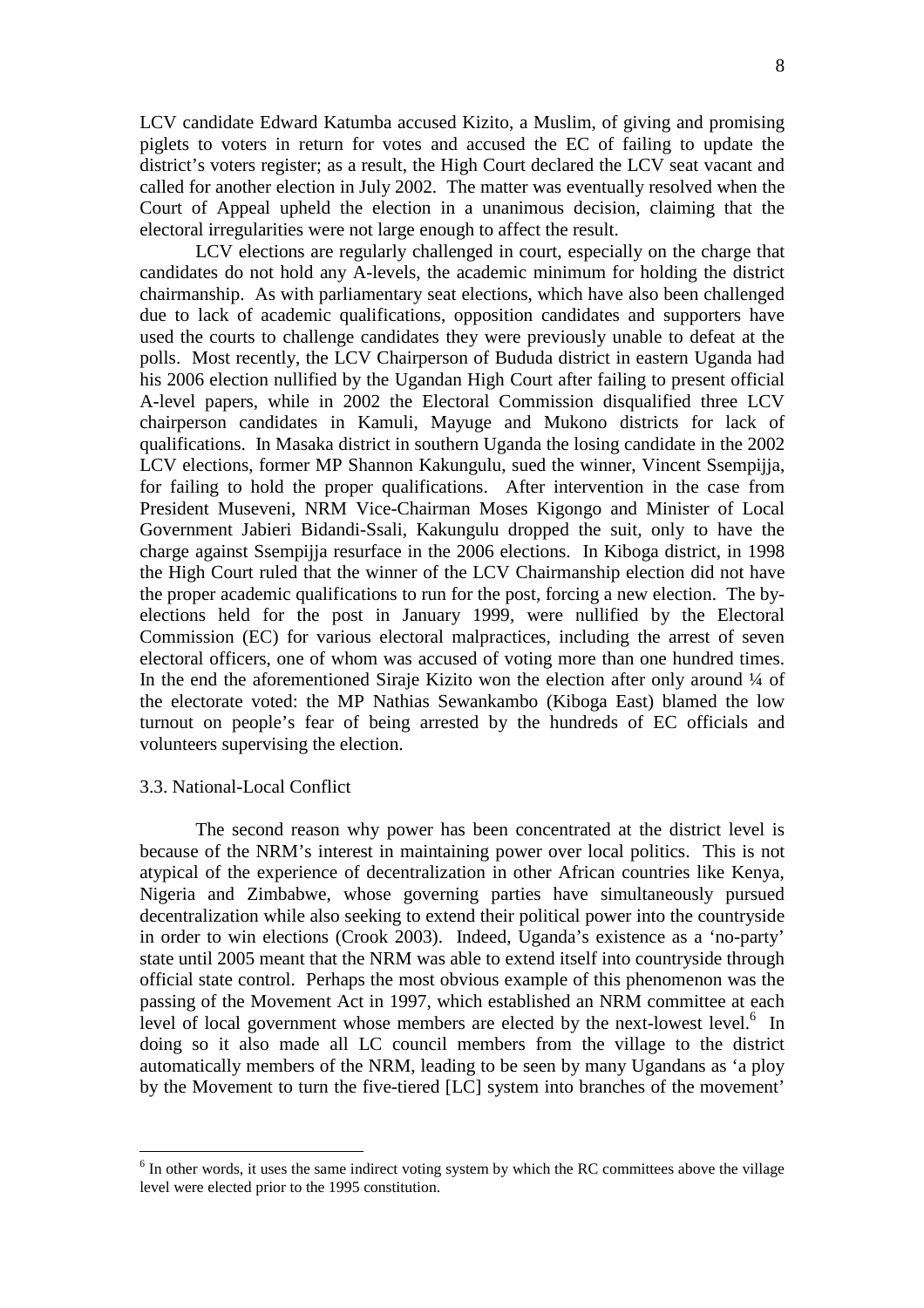LCV candidate Edward Katumba accused Kizito, a Muslim, of giving and promising piglets to voters in return for votes and accused the EC of failing to update the district's voters register; as a result, the High Court declared the LCV seat vacant and called for another election in July 2002. The matter was eventually resolved when the Court of Appeal upheld the election in a unanimous decision, claiming that the electoral irregularities were not large enough to affect the result.

LCV elections are regularly challenged in court, especially on the charge that candidates do not hold any A-levels, the academic minimum for holding the district chairmanship. As with parliamentary seat elections, which have also been challenged due to lack of academic qualifications, opposition candidates and supporters have used the courts to challenge candidates they were previously unable to defeat at the polls. Most recently, the LCV Chairperson of Bududa district in eastern Uganda had his 2006 election nullified by the Ugandan High Court after failing to present official A-level papers, while in 2002 the Electoral Commission disqualified three LCV chairperson candidates in Kamuli, Mayuge and Mukono districts for lack of qualifications. In Masaka district in southern Uganda the losing candidate in the 2002 LCV elections, former MP Shannon Kakungulu, sued the winner, Vincent Ssempijja, for failing to hold the proper qualifications. After intervention in the case from President Museveni, NRM Vice-Chairman Moses Kigongo and Minister of Local Government Jabieri Bidandi-Ssali, Kakungulu dropped the suit, only to have the charge against Ssempijja resurface in the 2006 elections. In Kiboga district, in 1998 the High Court ruled that the winner of the LCV Chairmanship election did not have the proper academic qualifications to run for the post, forcing a new election. The by-elections held for the post in January 1999, were nullified by the Electoral Commission (EC) for various electoral malpractices, including the arrest of seven electoral officers, one of whom was accused of voting more than one hundred times. In the end the aforementioned Siraje Kizito won the election after only around ¼ of the electorate voted: the MP Nathias Sewankambo (Kiboga East) blamed the low turnout on people's fear of being arrested by the hundreds of EC officials and volunteers supervising the election.

### 3.3. National-Local Conflict

The second reason why power has been concentrated at the district level is because of the NRM's interest in maintaining power over local politics. This is not atypical of the experience of decentralization in other African countries like Kenya, Nigeria and Zimbabwe, whose governing parties have simultaneously pursued decentralization while also seeking to extend their political power into the countryside in order to win elections (Crook 2003). Indeed, Uganda's existence as a 'no-party' state until 2005 meant that the NRM was able to extend itself into countryside through official state control. Perhaps the most obvious example of this phenomenon was the passing of the Movement Act in 1997, which established an NRM committee at each level of local government whose members are elected by the next-lowest level.[6] In doing so it also made all LC council members from the village to the district automatically members of the NRM, leading to be seen by many Ugandans as 'a ploy by the Movement to turn the five-tiered [LC] system into branches of the movement'

---

[6] In other words, it uses the same indirect voting system by which the RC committees above the village level were elected prior to the 1995 constitution.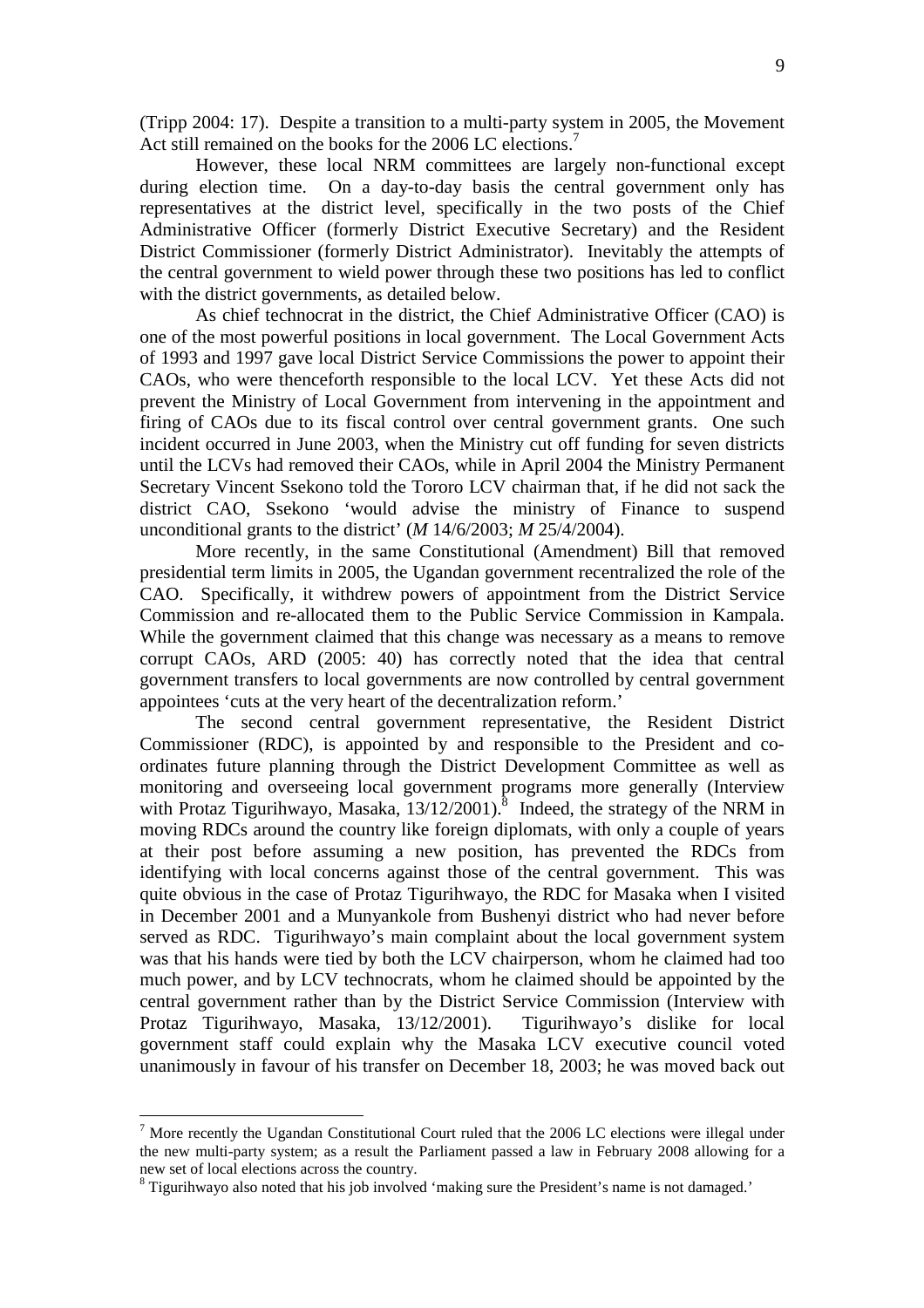(Tripp 2004: 17). Despite a transition to a multi-party system in 2005, the Movement Act still remained on the books for the 2006 LC elections.[7]

However, these local NRM committees are largely non-functional except during election time. On a day-to-day basis the central government only has representatives at the district level, specifically in the two posts of the Chief Administrative Officer (formerly District Executive Secretary) and the Resident District Commissioner (formerly District Administrator). Inevitably the attempts of the central government to wield power through these two positions has led to conflict with the district governments, as detailed below.

As chief technocrat in the district, the Chief Administrative Officer (CAO) is one of the most powerful positions in local government. The Local Government Acts of 1993 and 1997 gave local District Service Commissions the power to appoint their CAOs, who were thenceforth responsible to the local LCV. Yet these Acts did not prevent the Ministry of Local Government from intervening in the appointment and firing of CAOs due to its fiscal control over central government grants. One such incident occurred in June 2003, when the Ministry cut off funding for seven districts until the LCVs had removed their CAOs, while in April 2004 the Ministry Permanent Secretary Vincent Ssekono told the Tororo LCV chairman that, if he did not sack the district CAO, Ssekono 'would advise the ministry of Finance to suspend unconditional grants to the district' (*M* 14/6/2003; *M* 25/4/2004).

More recently, in the same Constitutional (Amendment) Bill that removed presidential term limits in 2005, the Ugandan government recentralized the role of the CAO. Specifically, it withdrew powers of appointment from the District Service Commission and re-allocated them to the Public Service Commission in Kampala. While the government claimed that this change was necessary as a means to remove corrupt CAOs, ARD (2005: 40) has correctly noted that the idea that central government transfers to local governments are now controlled by central government appointees 'cuts at the very heart of the decentralization reform.'

The second central government representative, the Resident District Commissioner (RDC), is appointed by and responsible to the President and co-ordinates future planning through the District Development Committee as well as monitoring and overseeing local government programs more generally (Interview with Protaz Tigurihwayo, Masaka, 13/12/2001).[8] Indeed, the strategy of the NRM in moving RDCs around the country like foreign diplomats, with only a couple of years at their post before assuming a new position, has prevented the RDCs from identifying with local concerns against those of the central government. This was quite obvious in the case of Protaz Tigurihwayo, the RDC for Masaka when I visited in December 2001 and a Munyankole from Bushenyi district who had never before served as RDC. Tigurihwayo's main complaint about the local government system was that his hands were tied by both the LCV chairperson, whom he claimed had too much power, and by LCV technocrats, whom he claimed should be appointed by the central government rather than by the District Service Commission (Interview with Protaz Tigurihwayo, Masaka, 13/12/2001). Tigurihwayo's dislike for local government staff could explain why the Masaka LCV executive council voted unanimously in favour of his transfer on December 18, 2003; he was moved back out

---

[7] More recently the Ugandan Constitutional Court ruled that the 2006 LC elections were illegal under the new multi-party system; as a result the Parliament passed a law in February 2008 allowing for a new set of local elections across the country.

[8] Tigurihwayo also noted that his job involved 'making sure the President's name is not damaged.'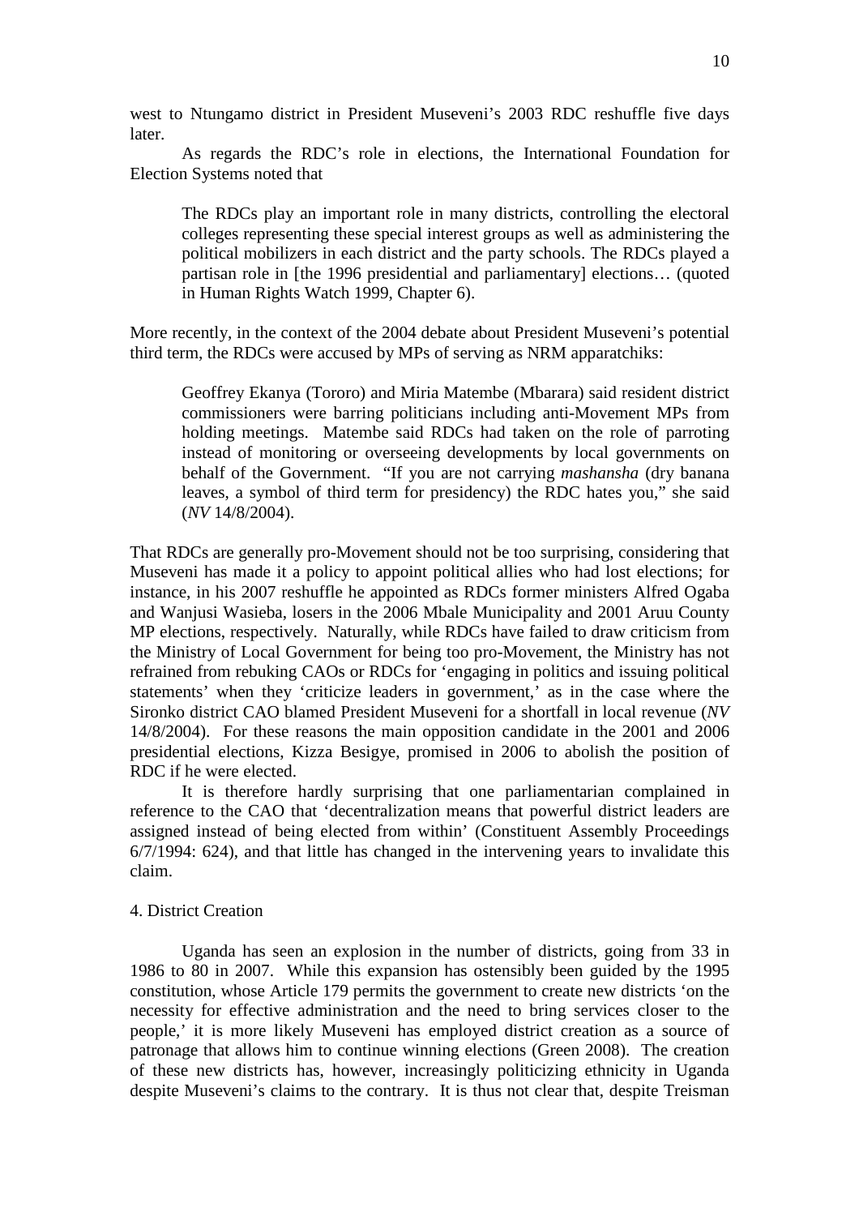west to Ntungamo district in President Museveni's 2003 RDC reshuffle five days later.

As regards the RDC's role in elections, the International Foundation for Election Systems noted that

> The RDCs play an important role in many districts, controlling the electoral colleges representing these special interest groups as well as administering the political mobilizers in each district and the party schools. The RDCs played a partisan role in [the 1996 presidential and parliamentary] elections… (quoted in Human Rights Watch 1999, Chapter 6).

More recently, in the context of the 2004 debate about President Museveni's potential third term, the RDCs were accused by MPs of serving as NRM apparatchiks:

> Geoffrey Ekanya (Tororo) and Miria Matembe (Mbarara) said resident district commissioners were barring politicians including anti-Movement MPs from holding meetings. Matembe said RDCs had taken on the role of parroting instead of monitoring or overseeing developments by local governments on behalf of the Government. "If you are not carrying *mashansha* (dry banana leaves, a symbol of third term for presidency) the RDC hates you," she said (*NV* 14/8/2004).

That RDCs are generally pro-Movement should not be too surprising, considering that Museveni has made it a policy to appoint political allies who had lost elections; for instance, in his 2007 reshuffle he appointed as RDCs former ministers Alfred Ogaba and Wanjusi Wasieba, losers in the 2006 Mbale Municipality and 2001 Aruu County MP elections, respectively. Naturally, while RDCs have failed to draw criticism from the Ministry of Local Government for being too pro-Movement, the Ministry has not refrained from rebuking CAOs or RDCs for 'engaging in politics and issuing political statements' when they 'criticize leaders in government,' as in the case where the Sironko district CAO blamed President Museveni for a shortfall in local revenue (*NV* 14/8/2004). For these reasons the main opposition candidate in the 2001 and 2006 presidential elections, Kizza Besigye, promised in 2006 to abolish the position of RDC if he were elected.

It is therefore hardly surprising that one parliamentarian complained in reference to the CAO that 'decentralization means that powerful district leaders are assigned instead of being elected from within' (Constituent Assembly Proceedings 6/7/1994: 624), and that little has changed in the intervening years to invalidate this claim.

## 4. District Creation

Uganda has seen an explosion in the number of districts, going from 33 in 1986 to 80 in 2007. While this expansion has ostensibly been guided by the 1995 constitution, whose Article 179 permits the government to create new districts 'on the necessity for effective administration and the need to bring services closer to the people,' it is more likely Museveni has employed district creation as a source of patronage that allows him to continue winning elections (Green 2008). The creation of these new districts has, however, increasingly politicizing ethnicity in Uganda despite Museveni's claims to the contrary. It is thus not clear that, despite Treisman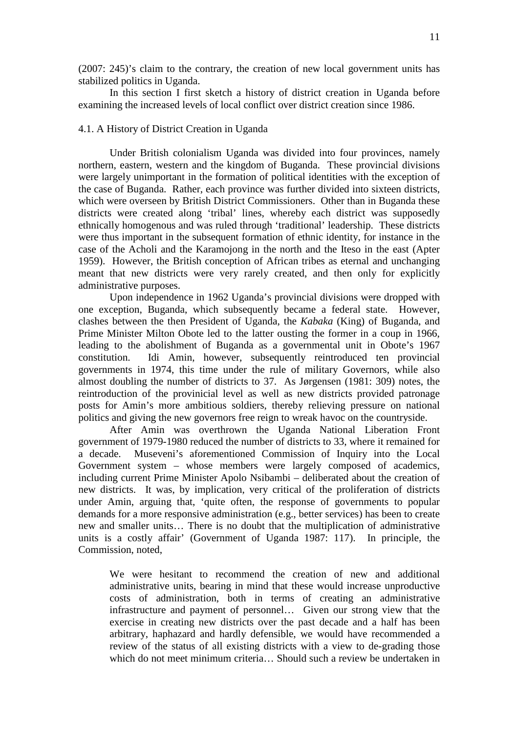(2007: 245)'s claim to the contrary, the creation of new local government units has stabilized politics in Uganda.

In this section I first sketch a history of district creation in Uganda before examining the increased levels of local conflict over district creation since 1986.

### 4.1. A History of District Creation in Uganda

Under British colonialism Uganda was divided into four provinces, namely northern, eastern, western and the kingdom of Buganda. These provincial divisions were largely unimportant in the formation of political identities with the exception of the case of Buganda. Rather, each province was further divided into sixteen districts, which were overseen by British District Commissioners. Other than in Buganda these districts were created along 'tribal' lines, whereby each district was supposedly ethnically homogenous and was ruled through 'traditional' leadership. These districts were thus important in the subsequent formation of ethnic identity, for instance in the case of the Acholi and the Karamojong in the north and the Iteso in the east (Apter 1959). However, the British conception of African tribes as eternal and unchanging meant that new districts were very rarely created, and then only for explicitly administrative purposes.

Upon independence in 1962 Uganda's provincial divisions were dropped with one exception, Buganda, which subsequently became a federal state. However, clashes between the then President of Uganda, the *Kabaka* (King) of Buganda, and Prime Minister Milton Obote led to the latter ousting the former in a coup in 1966, leading to the abolishment of Buganda as a governmental unit in Obote's 1967 constitution. Idi Amin, however, subsequently reintroduced ten provincial governments in 1974, this time under the rule of military Governors, while also almost doubling the number of districts to 37. As Jørgensen (1981: 309) notes, the reintroduction of the provinicial level as well as new districts provided patronage posts for Amin's more ambitious soldiers, thereby relieving pressure on national politics and giving the new governors free reign to wreak havoc on the countryside.

After Amin was overthrown the Uganda National Liberation Front government of 1979-1980 reduced the number of districts to 33, where it remained for a decade. Museveni's aforementioned Commission of Inquiry into the Local Government system – whose members were largely composed of academics, including current Prime Minister Apolo Nsibambi – deliberated about the creation of new districts. It was, by implication, very critical of the proliferation of districts under Amin, arguing that, 'quite often, the response of governments to popular demands for a more responsive administration (e.g., better services) has been to create new and smaller units… There is no doubt that the multiplication of administrative units is a costly affair' (Government of Uganda 1987: 117). In principle, the Commission, noted,

> We were hesitant to recommend the creation of new and additional administrative units, bearing in mind that these would increase unproductive costs of administration, both in terms of creating an administrative infrastructure and payment of personnel… Given our strong view that the exercise in creating new districts over the past decade and a half has been arbitrary, haphazard and hardly defensible, we would have recommended a review of the status of all existing districts with a view to de-grading those which do not meet minimum criteria… Should such a review be undertaken in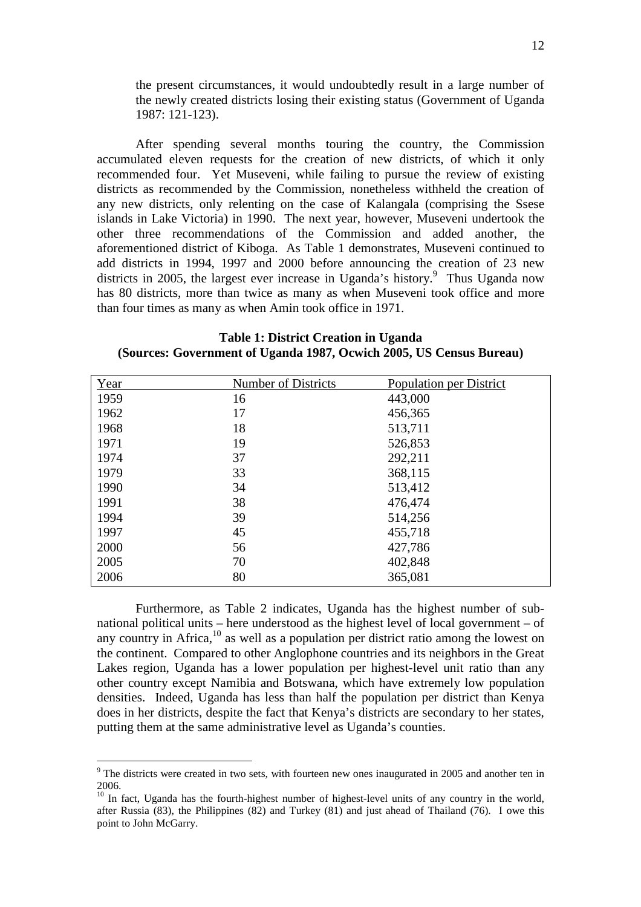the present circumstances, it would undoubtedly result in a large number of the newly created districts losing their existing status (Government of Uganda 1987: 121-123).

After spending several months touring the country, the Commission accumulated eleven requests for the creation of new districts, of which it only recommended four. Yet Museveni, while failing to pursue the review of existing districts as recommended by the Commission, nonetheless withheld the creation of any new districts, only relenting on the case of Kalangala (comprising the Ssese islands in Lake Victoria) in 1990. The next year, however, Museveni undertook the other three recommendations of the Commission and added another, the aforementioned district of Kiboga. As Table 1 demonstrates, Museveni continued to add districts in 1994, 1997 and 2000 before announcing the creation of 23 new districts in 2005, the largest ever increase in Uganda's history.[9] Thus Uganda now has 80 districts, more than twice as many as when Museveni took office and more than four times as many as when Amin took office in 1971.

**Table 1: District Creation in Uganda**
**(Sources: Government of Uganda 1987, Ocwich 2005, US Census Bureau)**

| Year | Number of Districts | Population per District |
|---|---|---|
| 1959 | 16 | 443,000 |
| 1962 | 17 | 456,365 |
| 1968 | 18 | 513,711 |
| 1971 | 19 | 526,853 |
| 1974 | 37 | 292,211 |
| 1979 | 33 | 368,115 |
| 1990 | 34 | 513,412 |
| 1991 | 38 | 476,474 |
| 1994 | 39 | 514,256 |
| 1997 | 45 | 455,718 |
| 2000 | 56 | 427,786 |
| 2005 | 70 | 402,848 |
| 2006 | 80 | 365,081 |

Furthermore, as Table 2 indicates, Uganda has the highest number of sub-national political units – here understood as the highest level of local government – of any country in Africa,[10] as well as a population per district ratio among the lowest on the continent. Compared to other Anglophone countries and its neighbors in the Great Lakes region, Uganda has a lower population per highest-level unit ratio than any other country except Namibia and Botswana, which have extremely low population densities. Indeed, Uganda has less than half the population per district than Kenya does in her districts, despite the fact that Kenya's districts are secondary to her states, putting them at the same administrative level as Uganda's counties.

---

[9] The districts were created in two sets, with fourteen new ones inaugurated in 2005 and another ten in 2006.

[10] In fact, Uganda has the fourth-highest number of highest-level units of any country in the world, after Russia (83), the Philippines (82) and Turkey (81) and just ahead of Thailand (76). I owe this point to John McGarry.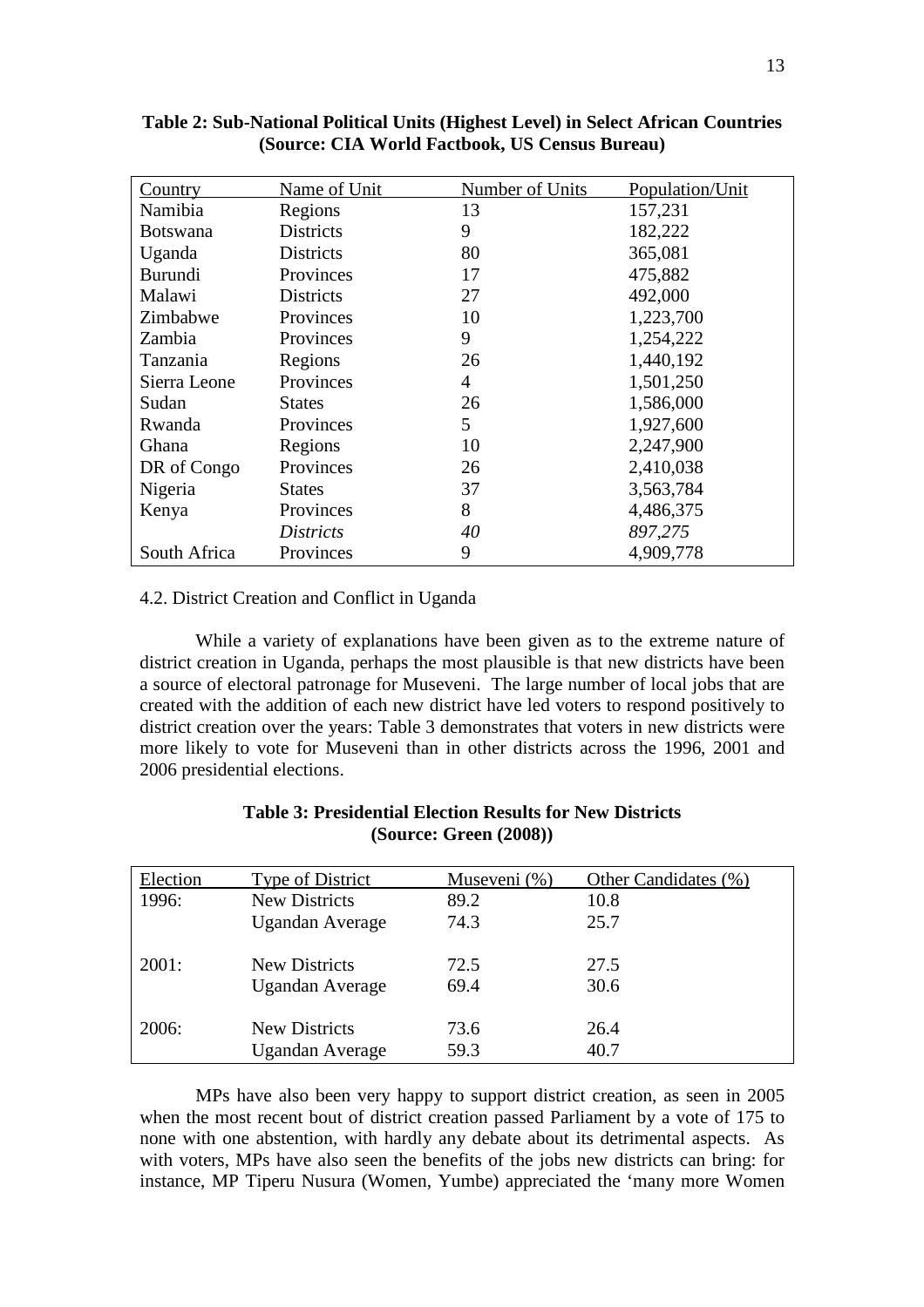**Table 2: Sub-National Political Units (Highest Level) in Select African Countries (Source: CIA World Factbook, US Census Bureau)**

| Country | Name of Unit | Number of Units | Population/Unit |
|---|---|---|---|
| Namibia | Regions | 13 | 157,231 |
| Botswana | Districts | 9 | 182,222 |
| Uganda | Districts | 80 | 365,081 |
| Burundi | Provinces | 17 | 475,882 |
| Malawi | Districts | 27 | 492,000 |
| Zimbabwe | Provinces | 10 | 1,223,700 |
| Zambia | Provinces | 9 | 1,254,222 |
| Tanzania | Regions | 26 | 1,440,192 |
| Sierra Leone | Provinces | 4 | 1,501,250 |
| Sudan | States | 26 | 1,586,000 |
| Rwanda | Provinces | 5 | 1,927,600 |
| Ghana | Regions | 10 | 2,247,900 |
| DR of Congo | Provinces | 26 | 2,410,038 |
| Nigeria | States | 37 | 3,563,784 |
| Kenya | Provinces | 8 | 4,486,375 |
| | *Districts* | *40* | *897,275* |
| South Africa | Provinces | 9 | 4,909,778 |

4.2. District Creation and Conflict in Uganda

While a variety of explanations have been given as to the extreme nature of district creation in Uganda, perhaps the most plausible is that new districts have been a source of electoral patronage for Museveni. The large number of local jobs that are created with the addition of each new district have led voters to respond positively to district creation over the years: Table 3 demonstrates that voters in new districts were more likely to vote for Museveni than in other districts across the 1996, 2001 and 2006 presidential elections.

**Table 3: Presidential Election Results for New Districts (Source: Green (2008))**

| Election | Type of District | Museveni (%) | Other Candidates (%) |
|---|---|---|---|
| 1996: | New Districts | 89.2 | 10.8 |
| | Ugandan Average | 74.3 | 25.7 |
| 2001: | New Districts | 72.5 | 27.5 |
| | Ugandan Average | 69.4 | 30.6 |
| 2006: | New Districts | 73.6 | 26.4 |
| | Ugandan Average | 59.3 | 40.7 |

MPs have also been very happy to support district creation, as seen in 2005 when the most recent bout of district creation passed Parliament by a vote of 175 to none with one abstention, with hardly any debate about its detrimental aspects. As with voters, MPs have also seen the benefits of the jobs new districts can bring: for instance, MP Tiperu Nusura (Women, Yumbe) appreciated the 'many more Women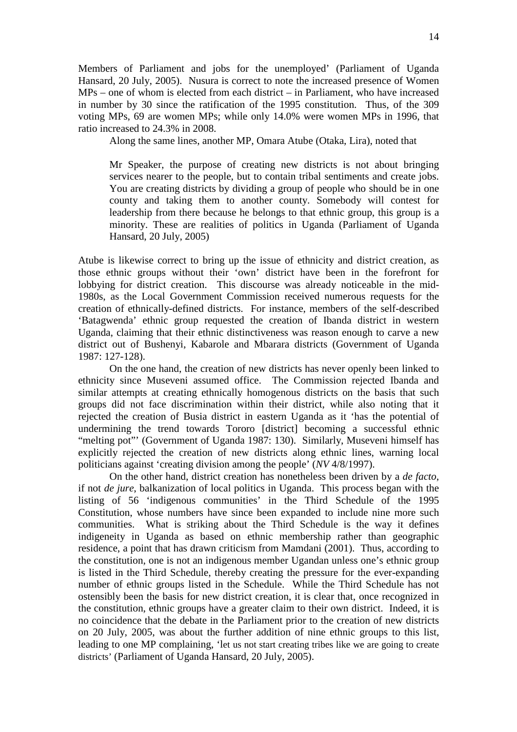Members of Parliament and jobs for the unemployed' (Parliament of Uganda Hansard, 20 July, 2005). Nusura is correct to note the increased presence of Women MPs – one of whom is elected from each district – in Parliament, who have increased in number by 30 since the ratification of the 1995 constitution. Thus, of the 309 voting MPs, 69 are women MPs; while only 14.0% were women MPs in 1996, that ratio increased to 24.3% in 2008.

Along the same lines, another MP, Omara Atube (Otaka, Lira), noted that

> Mr Speaker, the purpose of creating new districts is not about bringing services nearer to the people, but to contain tribal sentiments and create jobs. You are creating districts by dividing a group of people who should be in one county and taking them to another county. Somebody will contest for leadership from there because he belongs to that ethnic group, this group is a minority. These are realities of politics in Uganda (Parliament of Uganda Hansard, 20 July, 2005)

Atube is likewise correct to bring up the issue of ethnicity and district creation, as those ethnic groups without their 'own' district have been in the forefront for lobbying for district creation. This discourse was already noticeable in the mid-1980s, as the Local Government Commission received numerous requests for the creation of ethnically-defined districts. For instance, members of the self-described 'Batagwenda' ethnic group requested the creation of Ibanda district in western Uganda, claiming that their ethnic distinctiveness was reason enough to carve a new district out of Bushenyi, Kabarole and Mbarara districts (Government of Uganda 1987: 127-128).

On the one hand, the creation of new districts has never openly been linked to ethnicity since Museveni assumed office. The Commission rejected Ibanda and similar attempts at creating ethnically homogenous districts on the basis that such groups did not face discrimination within their district, while also noting that it rejected the creation of Busia district in eastern Uganda as it 'has the potential of undermining the trend towards Tororo [district] becoming a successful ethnic "melting pot"' (Government of Uganda 1987: 130). Similarly, Museveni himself has explicitly rejected the creation of new districts along ethnic lines, warning local politicians against 'creating division among the people' (*NV* 4/8/1997).

On the other hand, district creation has nonetheless been driven by a *de facto*, if not *de jure*, balkanization of local politics in Uganda. This process began with the listing of 56 'indigenous communities' in the Third Schedule of the 1995 Constitution, whose numbers have since been expanded to include nine more such communities. What is striking about the Third Schedule is the way it defines indigeneity in Uganda as based on ethnic membership rather than geographic residence, a point that has drawn criticism from Mamdani (2001). Thus, according to the constitution, one is not an indigenous member Ugandan unless one's ethnic group is listed in the Third Schedule, thereby creating the pressure for the ever-expanding number of ethnic groups listed in the Schedule. While the Third Schedule has not ostensibly been the basis for new district creation, it is clear that, once recognized in the constitution, ethnic groups have a greater claim to their own district. Indeed, it is no coincidence that the debate in the Parliament prior to the creation of new districts on 20 July, 2005, was about the further addition of nine ethnic groups to this list, leading to one MP complaining, 'let us not start creating tribes like we are going to create districts' (Parliament of Uganda Hansard, 20 July, 2005).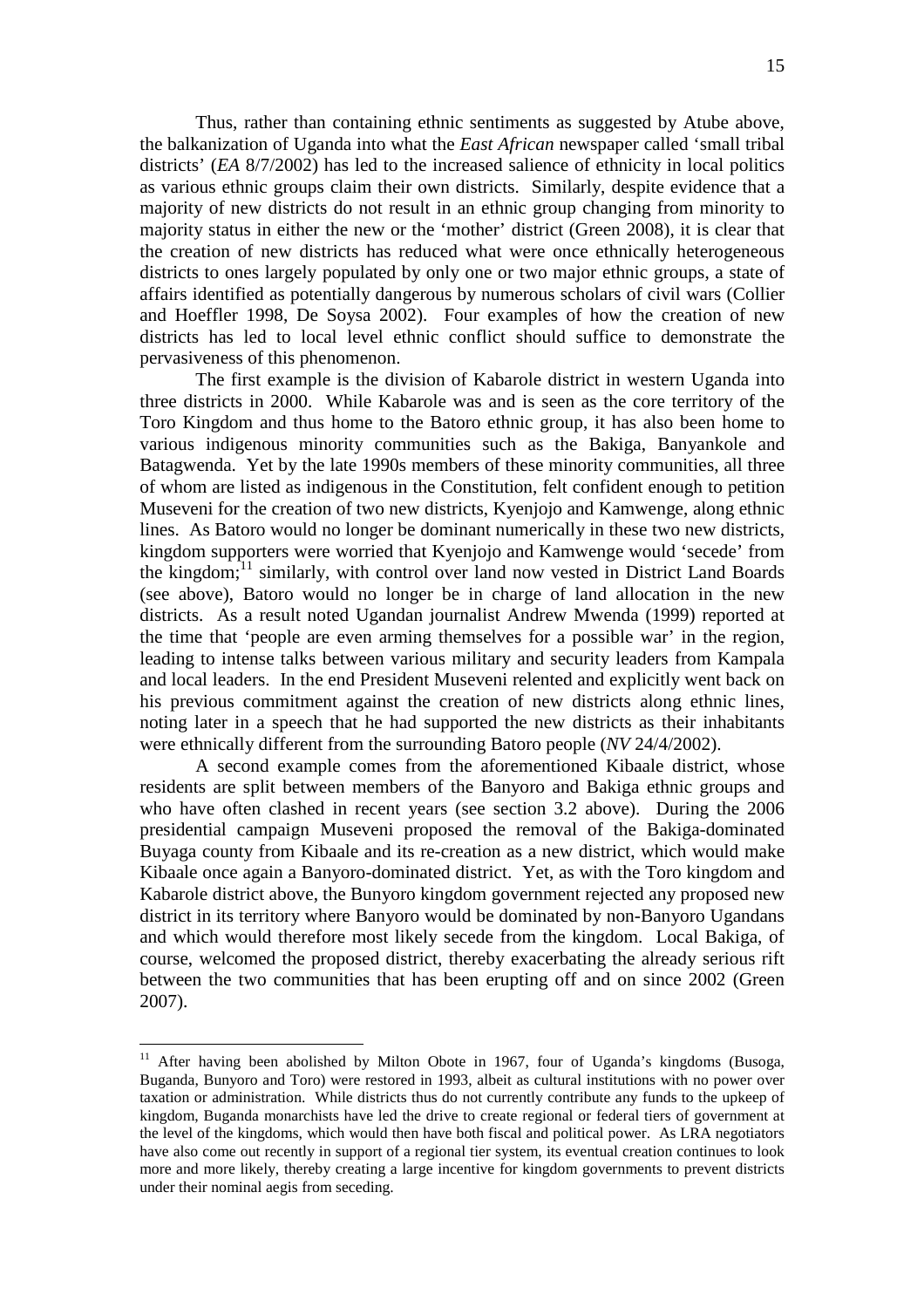Thus, rather than containing ethnic sentiments as suggested by Atube above, the balkanization of Uganda into what the *East African* newspaper called 'small tribal districts' (*EA* 8/7/2002) has led to the increased salience of ethnicity in local politics as various ethnic groups claim their own districts. Similarly, despite evidence that a majority of new districts do not result in an ethnic group changing from minority to majority status in either the new or the 'mother' district (Green 2008), it is clear that the creation of new districts has reduced what were once ethnically heterogeneous districts to ones largely populated by only one or two major ethnic groups, a state of affairs identified as potentially dangerous by numerous scholars of civil wars (Collier and Hoeffler 1998, De Soysa 2002). Four examples of how the creation of new districts has led to local level ethnic conflict should suffice to demonstrate the pervasiveness of this phenomenon.

The first example is the division of Kabarole district in western Uganda into three districts in 2000. While Kabarole was and is seen as the core territory of the Toro Kingdom and thus home to the Batoro ethnic group, it has also been home to various indigenous minority communities such as the Bakiga, Banyankole and Batagwenda. Yet by the late 1990s members of these minority communities, all three of whom are listed as indigenous in the Constitution, felt confident enough to petition Museveni for the creation of two new districts, Kyenjojo and Kamwenge, along ethnic lines. As Batoro would no longer be dominant numerically in these two new districts, kingdom supporters were worried that Kyenjojo and Kamwenge would 'secede' from the kingdom;[11] similarly, with control over land now vested in District Land Boards (see above), Batoro would no longer be in charge of land allocation in the new districts. As a result noted Ugandan journalist Andrew Mwenda (1999) reported at the time that 'people are even arming themselves for a possible war' in the region, leading to intense talks between various military and security leaders from Kampala and local leaders. In the end President Museveni relented and explicitly went back on his previous commitment against the creation of new districts along ethnic lines, noting later in a speech that he had supported the new districts as their inhabitants were ethnically different from the surrounding Batoro people (*NV* 24/4/2002).

A second example comes from the aforementioned Kibaale district, whose residents are split between members of the Banyoro and Bakiga ethnic groups and who have often clashed in recent years (see section 3.2 above). During the 2006 presidential campaign Museveni proposed the removal of the Bakiga-dominated Buyaga county from Kibaale and its re-creation as a new district, which would make Kibaale once again a Banyoro-dominated district. Yet, as with the Toro kingdom and Kabarole district above, the Bunyoro kingdom government rejected any proposed new district in its territory where Banyoro would be dominated by non-Banyoro Ugandans and which would therefore most likely secede from the kingdom. Local Bakiga, of course, welcomed the proposed district, thereby exacerbating the already serious rift between the two communities that has been erupting off and on since 2002 (Green 2007).

---

[11] After having been abolished by Milton Obote in 1967, four of Uganda's kingdoms (Busoga, Buganda, Bunyoro and Toro) were restored in 1993, albeit as cultural institutions with no power over taxation or administration. While districts thus do not currently contribute any funds to the upkeep of kingdom, Buganda monarchists have led the drive to create regional or federal tiers of government at the level of the kingdoms, which would then have both fiscal and political power. As LRA negotiators have also come out recently in support of a regional tier system, its eventual creation continues to look more and more likely, thereby creating a large incentive for kingdom governments to prevent districts under their nominal aegis from seceding.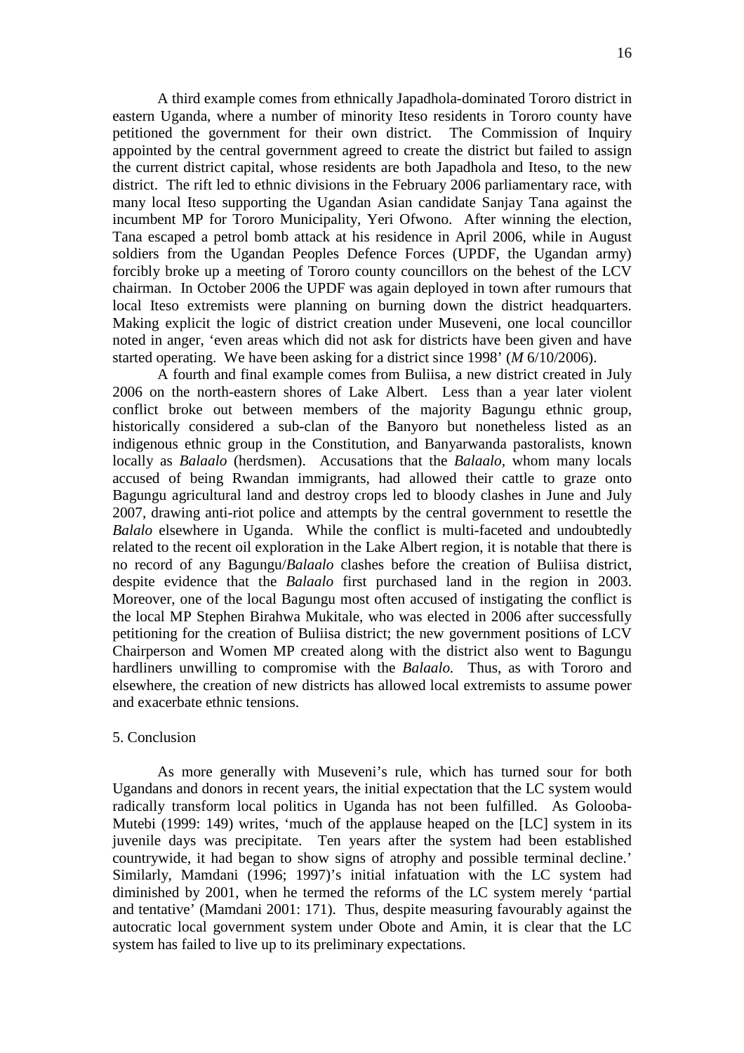A third example comes from ethnically Japadhola-dominated Tororo district in eastern Uganda, where a number of minority Iteso residents in Tororo county have petitioned the government for their own district. The Commission of Inquiry appointed by the central government agreed to create the district but failed to assign the current district capital, whose residents are both Japadhola and Iteso, to the new district. The rift led to ethnic divisions in the February 2006 parliamentary race, with many local Iteso supporting the Ugandan Asian candidate Sanjay Tana against the incumbent MP for Tororo Municipality, Yeri Ofwono. After winning the election, Tana escaped a petrol bomb attack at his residence in April 2006, while in August soldiers from the Ugandan Peoples Defence Forces (UPDF, the Ugandan army) forcibly broke up a meeting of Tororo county councillors on the behest of the LCV chairman. In October 2006 the UPDF was again deployed in town after rumours that local Iteso extremists were planning on burning down the district headquarters. Making explicit the logic of district creation under Museveni, one local councillor noted in anger, 'even areas which did not ask for districts have been given and have started operating. We have been asking for a district since 1998' (*M* 6/10/2006).

A fourth and final example comes from Buliisa, a new district created in July 2006 on the north-eastern shores of Lake Albert. Less than a year later violent conflict broke out between members of the majority Bagungu ethnic group, historically considered a sub-clan of the Banyoro but nonetheless listed as an indigenous ethnic group in the Constitution, and Banyarwanda pastoralists, known locally as *Balaalo* (herdsmen). Accusations that the *Balaalo*, whom many locals accused of being Rwandan immigrants, had allowed their cattle to graze onto Bagungu agricultural land and destroy crops led to bloody clashes in June and July 2007, drawing anti-riot police and attempts by the central government to resettle the *Balalo* elsewhere in Uganda. While the conflict is multi-faceted and undoubtedly related to the recent oil exploration in the Lake Albert region, it is notable that there is no record of any Bagungu/*Balaalo* clashes before the creation of Buliisa district, despite evidence that the *Balaalo* first purchased land in the region in 2003. Moreover, one of the local Bagungu most often accused of instigating the conflict is the local MP Stephen Birahwa Mukitale, who was elected in 2006 after successfully petitioning for the creation of Buliisa district; the new government positions of LCV Chairperson and Women MP created along with the district also went to Bagungu hardliners unwilling to compromise with the *Balaalo*. Thus, as with Tororo and elsewhere, the creation of new districts has allowed local extremists to assume power and exacerbate ethnic tensions.

## 5. Conclusion

As more generally with Museveni's rule, which has turned sour for both Ugandans and donors in recent years, the initial expectation that the LC system would radically transform local politics in Uganda has not been fulfilled. As Golooba-Mutebi (1999: 149) writes, 'much of the applause heaped on the [LC] system in its juvenile days was precipitate. Ten years after the system had been established countrywide, it had began to show signs of atrophy and possible terminal decline.' Similarly, Mamdani (1996; 1997)'s initial infatuation with the LC system had diminished by 2001, when he termed the reforms of the LC system merely 'partial and tentative' (Mamdani 2001: 171). Thus, despite measuring favourably against the autocratic local government system under Obote and Amin, it is clear that the LC system has failed to live up to its preliminary expectations.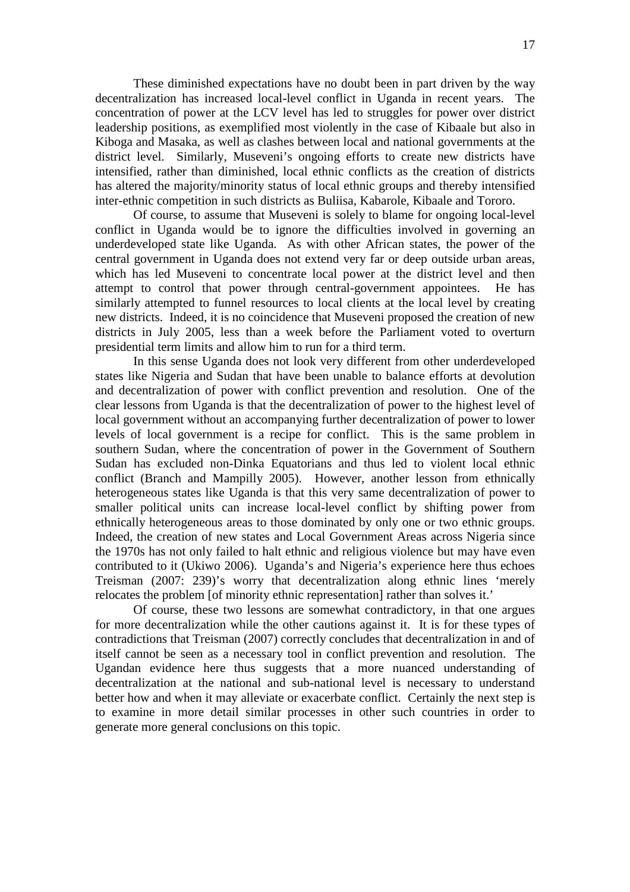These diminished expectations have no doubt been in part driven by the way decentralization has increased local-level conflict in Uganda in recent years. The concentration of power at the LCV level has led to struggles for power over district leadership positions, as exemplified most violently in the case of Kibaale but also in Kiboga and Masaka, as well as clashes between local and national governments at the district level. Similarly, Museveni's ongoing efforts to create new districts have intensified, rather than diminished, local ethnic conflicts as the creation of districts has altered the majority/minority status of local ethnic groups and thereby intensified inter-ethnic competition in such districts as Buliisa, Kabarole, Kibaale and Tororo.

Of course, to assume that Museveni is solely to blame for ongoing local-level conflict in Uganda would be to ignore the difficulties involved in governing an underdeveloped state like Uganda. As with other African states, the power of the central government in Uganda does not extend very far or deep outside urban areas, which has led Museveni to concentrate local power at the district level and then attempt to control that power through central-government appointees. He has similarly attempted to funnel resources to local clients at the local level by creating new districts. Indeed, it is no coincidence that Museveni proposed the creation of new districts in July 2005, less than a week before the Parliament voted to overturn presidential term limits and allow him to run for a third term.

In this sense Uganda does not look very different from other underdeveloped states like Nigeria and Sudan that have been unable to balance efforts at devolution and decentralization of power with conflict prevention and resolution. One of the clear lessons from Uganda is that the decentralization of power to the highest level of local government without an accompanying further decentralization of power to lower levels of local government is a recipe for conflict. This is the same problem in southern Sudan, where the concentration of power in the Government of Southern Sudan has excluded non-Dinka Equatorians and thus led to violent local ethnic conflict (Branch and Mampilly 2005). However, another lesson from ethnically heterogeneous states like Uganda is that this very same decentralization of power to smaller political units can increase local-level conflict by shifting power from ethnically heterogeneous areas to those dominated by only one or two ethnic groups. Indeed, the creation of new states and Local Government Areas across Nigeria since the 1970s has not only failed to halt ethnic and religious violence but may have even contributed to it (Ukiwo 2006). Uganda's and Nigeria's experience here thus echoes Treisman (2007: 239)'s worry that decentralization along ethnic lines 'merely relocates the problem [of minority ethnic representation] rather than solves it.'

Of course, these two lessons are somewhat contradictory, in that one argues for more decentralization while the other cautions against it. It is for these types of contradictions that Treisman (2007) correctly concludes that decentralization in and of itself cannot be seen as a necessary tool in conflict prevention and resolution. The Ugandan evidence here thus suggests that a more nuanced understanding of decentralization at the national and sub-national level is necessary to understand better how and when it may alleviate or exacerbate conflict. Certainly the next step is to examine in more detail similar processes in other such countries in order to generate more general conclusions on this topic.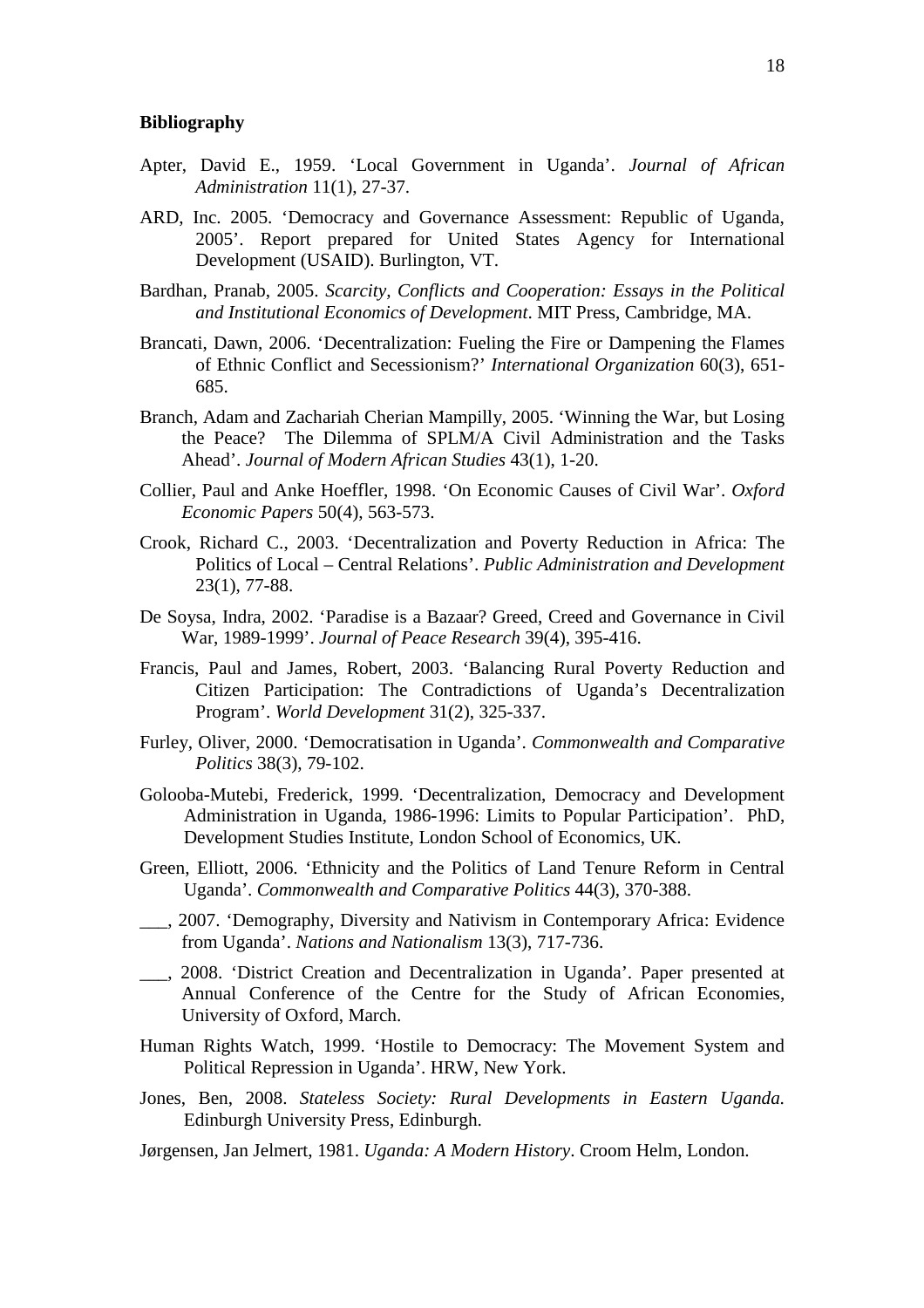**Bibliography**

Apter, David E., 1959. 'Local Government in Uganda'. *Journal of African Administration* 11(1), 27-37.

ARD, Inc. 2005. 'Democracy and Governance Assessment: Republic of Uganda, 2005'. Report prepared for United States Agency for International Development (USAID). Burlington, VT.

Bardhan, Pranab, 2005. *Scarcity, Conflicts and Cooperation: Essays in the Political and Institutional Economics of Development*. MIT Press, Cambridge, MA.

Brancati, Dawn, 2006. 'Decentralization: Fueling the Fire or Dampening the Flames of Ethnic Conflict and Secessionism?' *International Organization* 60(3), 651-685.

Branch, Adam and Zachariah Cherian Mampilly, 2005. 'Winning the War, but Losing the Peace? The Dilemma of SPLM/A Civil Administration and the Tasks Ahead'. *Journal of Modern African Studies* 43(1), 1-20.

Collier, Paul and Anke Hoeffler, 1998. 'On Economic Causes of Civil War'. *Oxford Economic Papers* 50(4), 563-573.

Crook, Richard C., 2003. 'Decentralization and Poverty Reduction in Africa: The Politics of Local – Central Relations'. *Public Administration and Development* 23(1), 77-88.

De Soysa, Indra, 2002. 'Paradise is a Bazaar? Greed, Creed and Governance in Civil War, 1989-1999'. *Journal of Peace Research* 39(4), 395-416.

Francis, Paul and James, Robert, 2003. 'Balancing Rural Poverty Reduction and Citizen Participation: The Contradictions of Uganda's Decentralization Program'. *World Development* 31(2), 325-337.

Furley, Oliver, 2000. 'Democratisation in Uganda'. *Commonwealth and Comparative Politics* 38(3), 79-102.

Golooba-Mutebi, Frederick, 1999. 'Decentralization, Democracy and Development Administration in Uganda, 1986-1996: Limits to Popular Participation'. PhD, Development Studies Institute, London School of Economics, UK.

Green, Elliott, 2006. 'Ethnicity and the Politics of Land Tenure Reform in Central Uganda'. *Commonwealth and Comparative Politics* 44(3), 370-388.

___, 2007. 'Demography, Diversity and Nativism in Contemporary Africa: Evidence from Uganda'. *Nations and Nationalism* 13(3), 717-736.

___, 2008. 'District Creation and Decentralization in Uganda'. Paper presented at Annual Conference of the Centre for the Study of African Economies, University of Oxford, March.

Human Rights Watch, 1999. 'Hostile to Democracy: The Movement System and Political Repression in Uganda'. HRW, New York.

Jones, Ben, 2008. *Stateless Society: Rural Developments in Eastern Uganda.* Edinburgh University Press, Edinburgh.

Jørgensen, Jan Jelmert, 1981. *Uganda: A Modern History*. Croom Helm, London.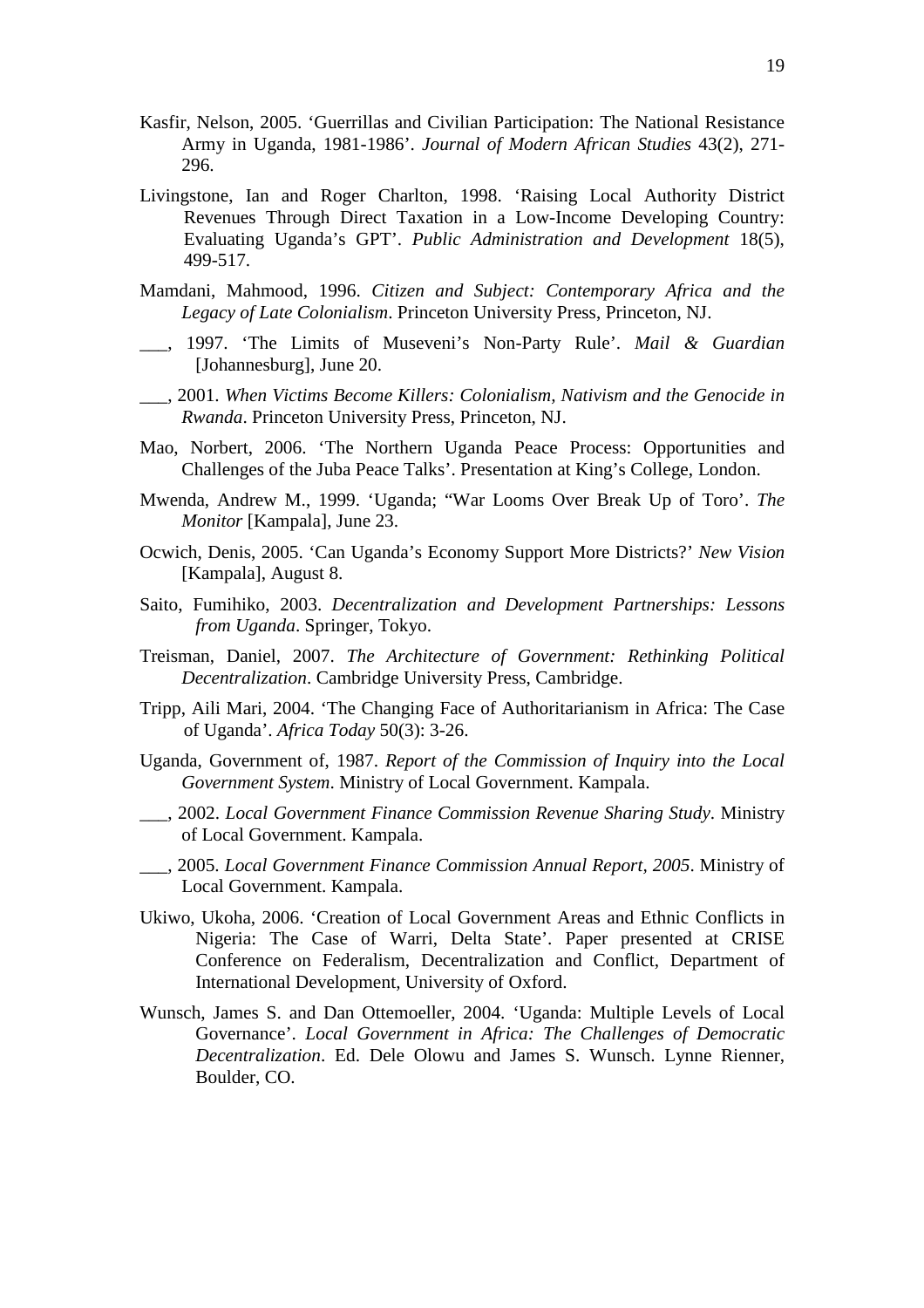Kasfir, Nelson, 2005. 'Guerrillas and Civilian Participation: The National Resistance Army in Uganda, 1981-1986'. *Journal of Modern African Studies* 43(2), 271-296.

Livingstone, Ian and Roger Charlton, 1998. 'Raising Local Authority District Revenues Through Direct Taxation in a Low-Income Developing Country: Evaluating Uganda's GPT'. *Public Administration and Development* 18(5), 499-517.

Mamdani, Mahmood, 1996. *Citizen and Subject: Contemporary Africa and the Legacy of Late Colonialism*. Princeton University Press, Princeton, NJ.

___, 1997. 'The Limits of Museveni's Non-Party Rule'. *Mail & Guardian* [Johannesburg], June 20.

___, 2001. *When Victims Become Killers: Colonialism, Nativism and the Genocide in Rwanda*. Princeton University Press, Princeton, NJ.

Mao, Norbert, 2006. 'The Northern Uganda Peace Process: Opportunities and Challenges of the Juba Peace Talks'. Presentation at King's College, London.

Mwenda, Andrew M., 1999. 'Uganda; "War Looms Over Break Up of Toro'. *The Monitor* [Kampala], June 23.

Ocwich, Denis, 2005. 'Can Uganda's Economy Support More Districts?' *New Vision* [Kampala], August 8.

Saito, Fumihiko, 2003. *Decentralization and Development Partnerships: Lessons from Uganda*. Springer, Tokyo.

Treisman, Daniel, 2007. *The Architecture of Government: Rethinking Political Decentralization*. Cambridge University Press, Cambridge.

Tripp, Aili Mari, 2004. 'The Changing Face of Authoritarianism in Africa: The Case of Uganda'. *Africa Today* 50(3): 3-26.

Uganda, Government of, 1987. *Report of the Commission of Inquiry into the Local Government System*. Ministry of Local Government. Kampala.

___, 2002. *Local Government Finance Commission Revenue Sharing Study*. Ministry of Local Government. Kampala.

___, 2005. *Local Government Finance Commission Annual Report, 2005*. Ministry of Local Government. Kampala.

Ukiwo, Ukoha, 2006. 'Creation of Local Government Areas and Ethnic Conflicts in Nigeria: The Case of Warri, Delta State'. Paper presented at CRISE Conference on Federalism, Decentralization and Conflict, Department of International Development, University of Oxford.

Wunsch, James S. and Dan Ottemoeller, 2004. 'Uganda: Multiple Levels of Local Governance'. *Local Government in Africa: The Challenges of Democratic Decentralization*. Ed. Dele Olowu and James S. Wunsch. Lynne Rienner, Boulder, CO.